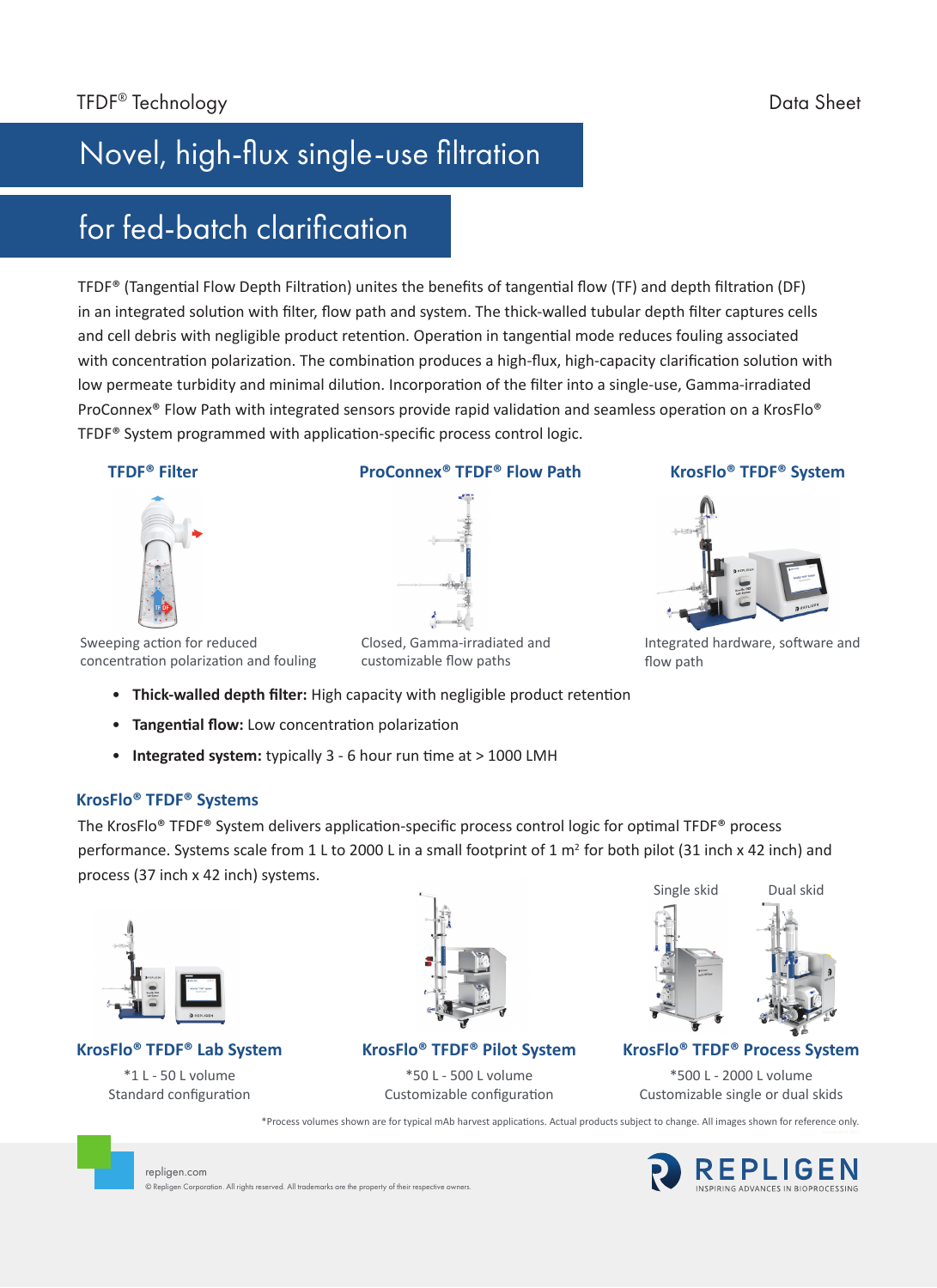TFDF® Technology

Data Sheet

# Novel, high-flux single-use filtration for fed-batch clarification

TFDF® (Tangential Flow Depth Filtration) unites the benefits of tangential flow (TF) and depth filtration (DF) in an integrated solution with filter, flow path and system. The thick-walled tubular depth filter captures cells and cell debris with negligible product retention. Operation in tangential mode reduces fouling associated with concentration polarization. The combination produces a high-flux, high-capacity clarification solution with low permeate turbidity and minimal dilution. Incorporation of the filter into a single-use, Gamma-irradiated ProConnex® Flow Path with integrated sensors provide rapid validation and seamless operation on a KrosFlo® TFDF® System programmed with application-specific process control logic.

### TFDF® Filter

Sweeping action for reduced concentration polarization and fouling

### ProConnex® TFDF® Flow Path

Closed, Gamma-irradiated and customizable flow paths

### KrosFlo® TFDF® System

Integrated hardware, software and flow path

- **Thick-walled depth filter:** High capacity with negligible product retention
- **Tangential flow:** Low concentration polarization
- **Integrated system:** typically 3 - 6 hour run time at > 1000 LMH

## KrosFlo® TFDF® Systems

The KrosFlo® TFDF® System delivers application-specific process control logic for optimal TFDF® process performance. Systems scale from 1 L to 2000 L in a small footprint of 1 $m^2$ for both pilot (31 inch x 42 inch) and process (37 inch x 42 inch) systems.

### KrosFlo® TFDF® Lab System

*1 L - 50 L volume
Standard configuration

### KrosFlo® TFDF® Pilot System

*50 L - 500 L volume
Customizable configuration

### KrosFlo® TFDF® Process System

Single skid | Dual skid

*500 L - 2000 L volume
Customizable single or dual skids

*Process volumes shown are for typical mAb harvest applications. Actual products subject to change. All images shown for reference only.

repligen.com
© Repligen Corporation. All rights reserved. All trademarks are the property of their respective owners.

REPLIGEN
INSPIRING ADVANCES IN BIOPROCESSING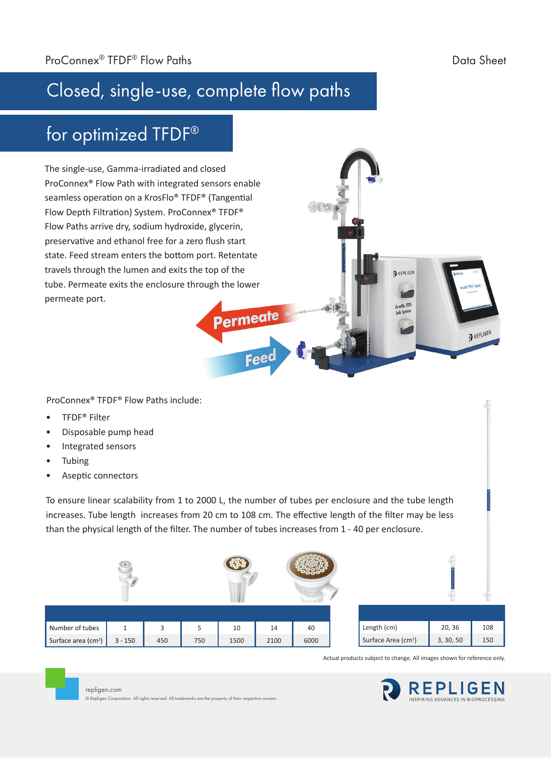# Closed, single-use, complete flow paths for optimized TFDF®

The single-use, Gamma-irradiated and closed ProConnex® Flow Path with integrated sensors enable seamless operation on a KrosFlo® TFDF® (Tangential Flow Depth Filtration) System. ProConnex® TFDF® Flow Paths arrive dry, sodium hydroxide, glycerin, preservative and ethanol free for a zero flush start state. Feed stream enters the bottom port. Retentate travels through the lumen and exits the top of the tube. Permeate exits the enclosure through the lower permeate port.

ProConnex® TFDF® Flow Paths include:

- TFDF® Filter
- Disposable pump head
- Integrated sensors
- Tubing
- Aseptic connectors

To ensure linear scalability from 1 to 2000 L, the number of tubes per enclosure and the tube length increases. Tube length increases from 20 cm to 108 cm. The effective length of the filter may be less than the physical length of the filter. The number of tubes increases from 1 - 40 per enclosure.

| Number of tubes | 1 | 3 | 5 | 10 | 14 | 40 |
|---|---|---|---|---|---|---|
| Surface area (cm²) | 3 - 150 | 450 | 750 | 1500 | 2100 | 6000 |

| Length (cm) | 20, 36 | 108 |
|---|---|---|
| Surface Area (cm²) | 3, 30, 50 | 150 |

Actual products subject to change. All images shown for reference only.

repligen.com
© Repligen Corporation. All rights reserved. All trademarks are the property of their respective owners.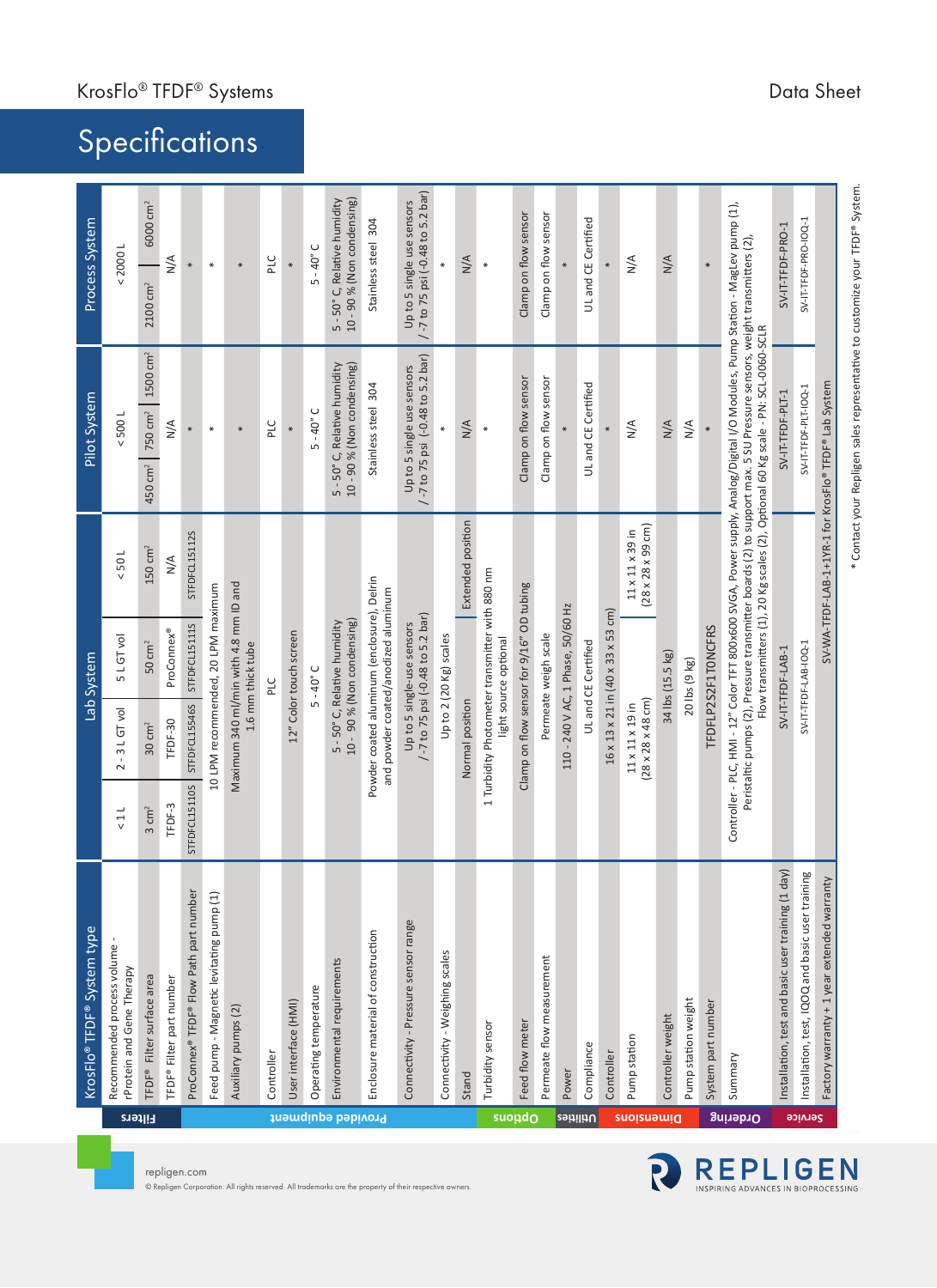## Specifications

| | KrosFlo® TFDF® System type | Lab System | | | | Pilot System | | | Process System | |
|---|---|---|---|---|---|---|---|---|---|---|
| | Recommended process volume - rProtein and Gene Therapy | < 1 L | 2 - 3 L GT vol | 5 L GT vol | < 50 L | < 500 L | | | < 2000 L | |
| Filters | TFDF® Filter surface area | 3 cm² | 30 cm² | 50 cm² | 150 cm² | 450 cm² | 750 cm² | 1500 cm² | 2100 cm² | 6000 cm² |
| | TFDF® Filter part number | TFDF-3 | TFDF-30 | ProConnex® | N/A | N/A | | | N/A | |
| | ProConnex® TFDF® Flow Path part number | STFDFCL15110S | STFDFCL15546S | STFDFCL15111S | STFDFCL15112S | * | | | * | |
| Provided equipment | Feed pump - Magnetic levitating pump (1) | 10 LPM recommended, 20 LPM maximum | | | | * | | | * | |
| | Auxiliary pumps (2) | Maximum 340 ml/min with 4.8 mm ID and 1.6 mm thick tube | | | | * | | | * | |
| | Controller | PLC | | | | PLC | | | PLC | |
| | User interface (HMI) | 12" Color touch screen | | | | * | | | * | |
| | Operating temperature | 5 - 40° C | | | | 5 - 40° C | | | 5 - 40° C | |
| | Environmental requirements | 5 - 50° C, Relative humidity 10 - 90 % (Non condensing) | | | | 5 - 50° C, Relative humidity 10 - 90 % (Non condensing) | | | 5 - 50° C, Relative humidity 10 - 90 % (Non condensing) | |
| | Enclosure material of construction | Powder coated aluminum (enclosure), Delrin and powder coated/anodized aluminum | | | | Stainless steel 304 | | | Stainless steel 304 | |
| | Connectivity - Pressure sensor range | Up to 5 single-use sensors / -7 to 75 psi (-0.48 to 5.2 bar) | | | | Up to 5 single use sensors / -7 to 75 psi (-0.48 to 5.2 bar) | | | Up to 5 single use sensors / -7 to 75 psi (-0.48 to 5.2 bar) | |
| | Connectivity - Weighing scales | Up to 2 (20 Kg) scales | | | | * | | | * | |
| | Stand | Normal position | | | Extended position | N/A | | | N/A | |
| Options | Turbidity sensor | 1 Turbidity Photometer transmitter with 880 nm light source optional | | | | * | | | * | |
| | Feed flow meter | Clamp on flow sensor for 9/16" OD tubing | | | | Clamp on flow sensor | | | Clamp on flow sensor | |
| | Permeate flow measurement | Permeate weigh scale | | | | Clamp on flow sensor | | | Clamp on flow sensor | |
| Utilities | Power | 110 - 240 V AC, 1 Phase, 50/60 Hz | | | | * | | | * | |
| | Compliance | UL and CE Certified | | | | UL and CE Certified | | | UL and CE Certified | |
| Dimensions | Controller | 16 x 13 x 21 in (40 x 33 x 53 cm) | | | | * | | | * | |
| | Pump station | 11 x 11 x 19 in (28 x 28 x 48 cm) | | | 11 x 11 x 39 in (28 x 28 x 99 cm) | N/A | | | N/A | |
| | Controller weight | 34 lbs (15.5 kg) | | | | N/A | | | N/A | |
| | Pump station weight | 20 lbs (9 kg) | | | | N/A | | | | |
| Ordering | System part number | TFDFLP2S2F1T0NCFRS | | | | * | | | * | |
| | Summary | Controller - PLC, HMI - 12" Color TFT 800x600 SVGA, Power supply, Analog/Digital I/O Modules, Pump Station - MagLev pump (1), Peristaltic pumps (2), Pressure transmitter boards (2) to support max. 5 SU Pressure sensors, weight transmitters (2), Flow transmitters (1), 20 Kg scales (2), Optional 60 Kg scale - PN: SCL-0060-SCLR | | | | | | | | |
| Service | Installation, test and basic user training (1 day) | SV-IT-TFDF-LAB-1 | | | | SV-IT-TFDF-PLT-1 | | | SV-IT-TFDF-PRO-1 | |
| | Installation, test, IQOQ and basic user training | SV-IT-TFDF-LAB-IOQ-1 | | | | SV-IT-TFDF-PLT-IOQ-1 | | | SV-IT-TFDF-PRO-IOQ-1 | |
| | Factory warranty + 1 year extended warranty | SV-WA-TFDF-LAB-1+1YR-1 for KrosFlo® TFDF® Lab System | | | | | | | | |

* Contact your Repligen sales representative to customize your TFDF® System.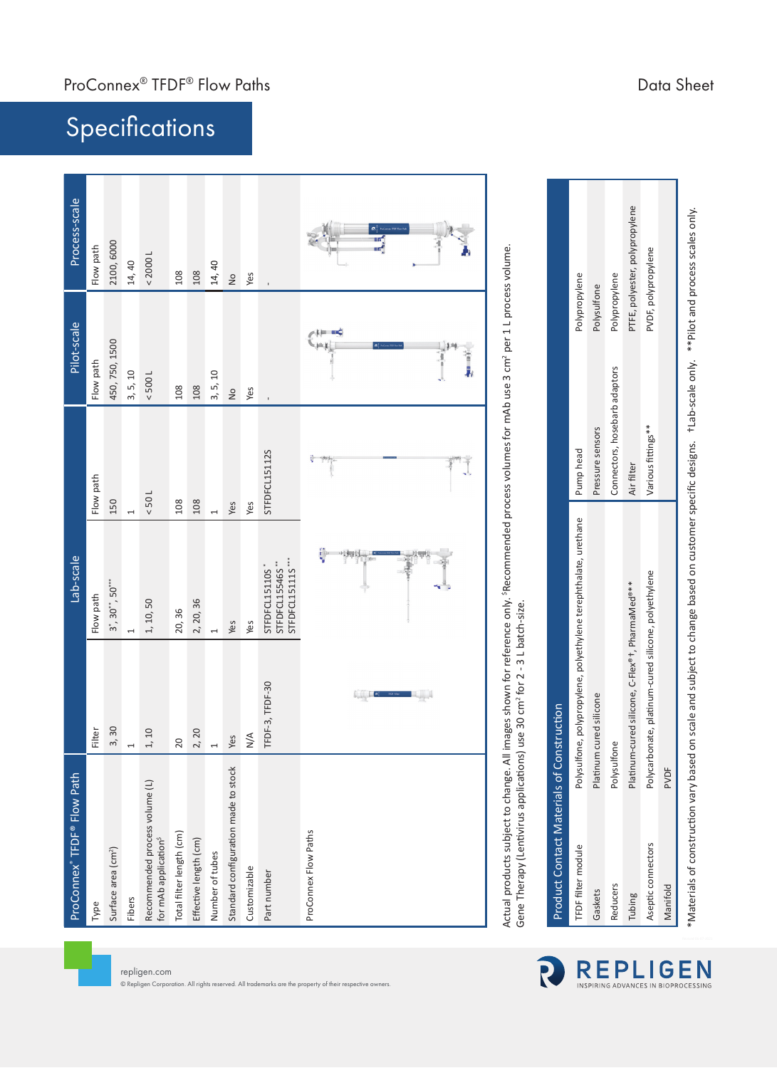## Specifications

| ProConnex® TFDF® Flow Path | Lab-scale | | | Pilot-scale | Process-scale |
|---|---|---|---|---|---|
| Type | Filter | Flow path | Flow path | Flow path | Flow path |
| Surface area (cm²) | 3, 30 | 3*, 30**, 50*** | 150 | 450, 750, 1500 | 2100, 6000 |
| Fibers | 1 | 1 | 1 | 3, 5, 10 | 14, 40 |
| Recommended process volume (L) for mAb application$ | 1, 10 | 1, 10, 50 | < 50 L | < 500 L | < 2000 L |
| Total filter length (cm) | 20 | 20, 36 | 108 | 108 | 108 |
| Effective length (cm) | 2, 20 | 2, 20, 36 | 108 | 108 | 108 |
| Number of tubes | 1 | 1 | 1 | 3, 5, 10 | 14, 40 |
| Standard configuration made to stock | Yes | Yes | Yes | No | No |
| Customizable | N/A | Yes | Yes | Yes | Yes |
| Part number | TFDF-3, TFDF-30 | STFDFCL15110S*, STFDFCL15546S**, STFDFCL15111S*** | STFDFCL15112S | - | - |
| ProConnex Flow Paths | | | | | |

Actual products subject to change. All images shown for reference only. $Recommended process volumes for mAb use 3 cm² per 1 L process volume. Gene Therapy (Lentivirus applications) use 30 cm² for 2 - 3 L batch-size.

### Product Contact Materials of Construction

| | | | |
|---|---|---|---|
| TFDF filter module | Polysulfone, polypropylene, polyethylene terephthalate, urethane | Pump head | Polypropylene |
| Gaskets | Platinum cured silicone | Pressure sensors | Polysulfone |
| Reducers | Polysulfone | Connectors, hosebarb adaptors | Polypropylene |
| Tubing | Platinum-cured silicone, C-Flex®†, PharmaMed®** | Air filter | PTFE, polyester, polypropylene |
| Aseptic connectors | Polycarbonate, platinum-cured silicone, polyethylene | Various fittings** | PVDF, polypropylene |
| Manifold | PVDF | | |

*Materials of construction vary based on scale and subject to change based on customer specific designs. †Lab-scale only. **Pilot and process scales only.

repligen.com

© Repligen Corporation. All rights reserved. All trademarks are the property of their respective owners.